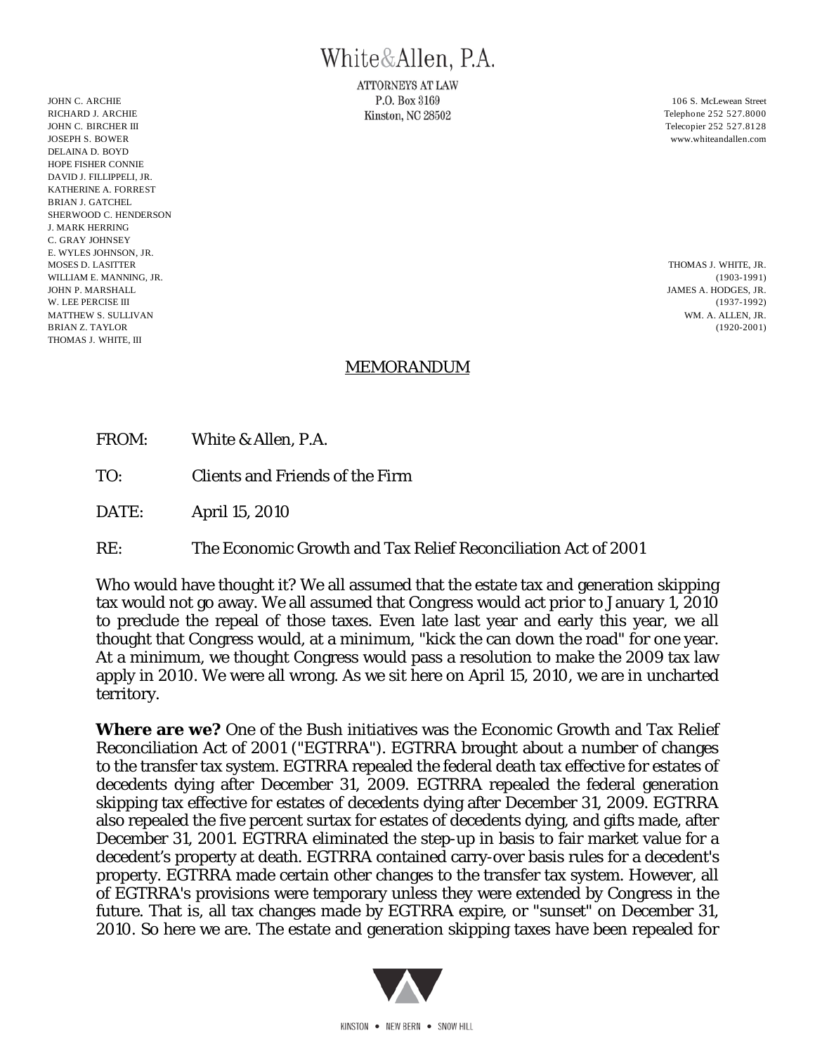# White&Allen, P.A.

ATTORNEYS AT LAW
P.O. Box 3169
Kinston, NC 28502

106 S. McLewean Street
Telephone 252 527.8000
Telecopier 252 527.8128
www.whiteandallen.com

JOHN C. ARCHIE
RICHARD J. ARCHIE
JOHN C. BIRCHER III
JOSEPH S. BOWER
DELAINA D. BOYD
HOPE FISHER CONNIE
DAVID J. FILLIPPELI, JR.
KATHERINE A. FORREST
BRIAN J. GATCHEL
SHERWOOD C. HENDERSON
J. MARK HERRING
C. GRAY JOHNSEY
E. WYLES JOHNSON, JR.
MOSES D. LASITTER
WILLIAM E. MANNING, JR.
JOHN P. MARSHALL
W. LEE PERCISE III
MATTHEW S. SULLIVAN
BRIAN Z. TAYLOR
THOMAS J. WHITE, III

THOMAS J. WHITE, JR.
(1903-1991)
JAMES A. HODGES, JR.
(1937-1992)
WM. A. ALLEN, JR.
(1920-2001)

## MEMORANDUM

FROM: White & Allen, P.A.

TO: Clients and Friends of the Firm

DATE: April 15, 2010

RE: The Economic Growth and Tax Relief Reconciliation Act of 2001

Who would have thought it? We all assumed that the estate tax and generation skipping tax would not go away. We all assumed that Congress would act prior to January 1, 2010 to preclude the repeal of those taxes. Even late last year and early this year, we all thought that Congress would, at a minimum, "kick the can down the road" for one year. At a minimum, we thought Congress would pass a resolution to make the 2009 tax law apply in 2010. We were all wrong. As we sit here on April 15, 2010, we are in uncharted territory.

**Where are we?** One of the Bush initiatives was the Economic Growth and Tax Relief Reconciliation Act of 2001 ("EGTRRA"). EGTRRA brought about a number of changes to the transfer tax system. EGTRRA repealed the federal death tax effective for estates of decedents dying after December 31, 2009. EGTRRA repealed the federal generation skipping tax effective for estates of decedents dying after December 31, 2009. EGTRRA also repealed the five percent surtax for estates of decedents dying, and gifts made, after December 31, 2001. EGTRRA eliminated the step-up in basis to fair market value for a decedent's property at death. EGTRRA contained carry-over basis rules for a decedent's property. EGTRRA made certain other changes to the transfer tax system. However, all of EGTRRA's provisions were temporary unless they were extended by Congress in the future. That is, all tax changes made by EGTRRA expire, or "sunset" on December 31, 2010. So here we are. The estate and generation skipping taxes have been repealed for

KINSTON • NEW BERN • SNOW HILL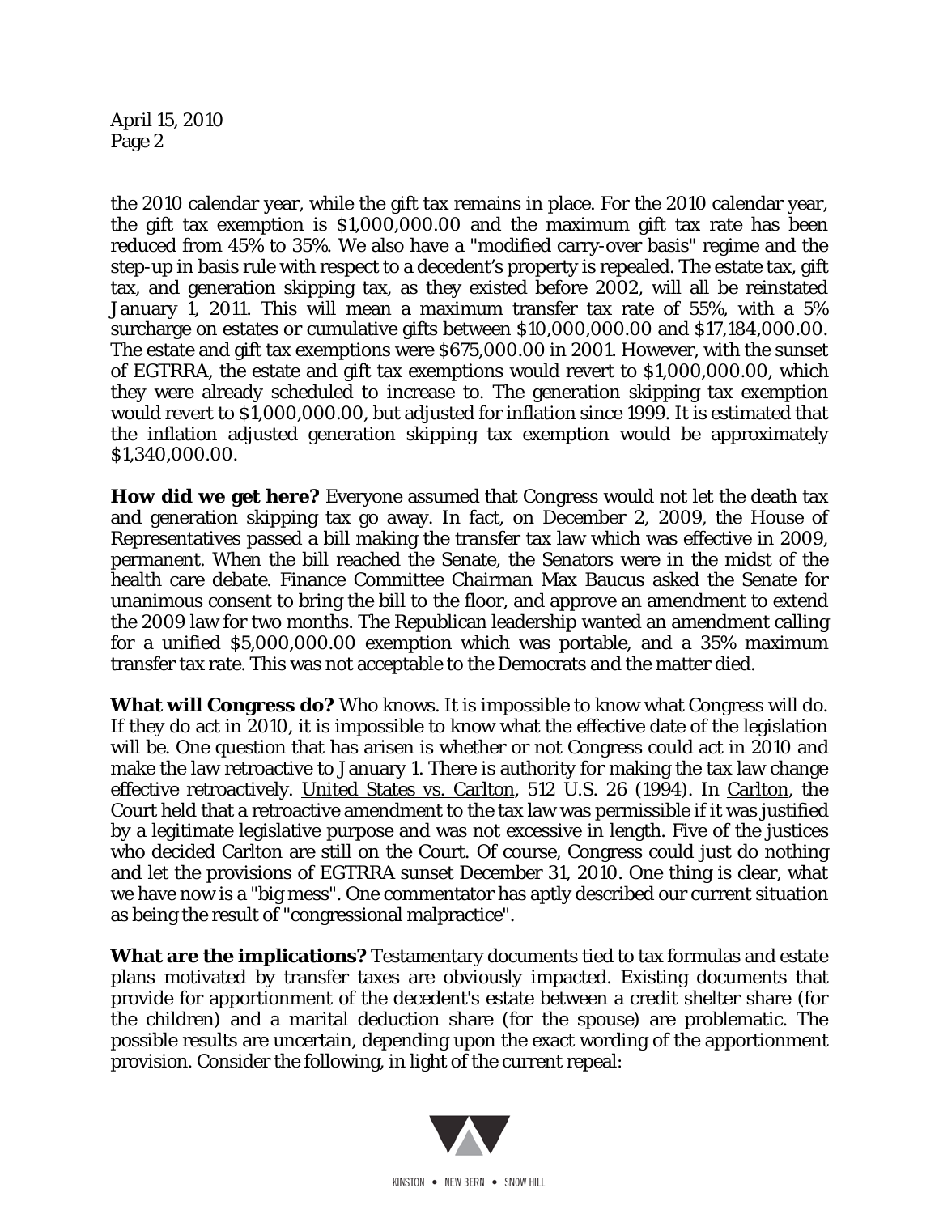the 2010 calendar year, while the gift tax remains in place. For the 2010 calendar year, the gift tax exemption is $1,000,000.00 and the maximum gift tax rate has been reduced from 45% to 35%. We also have a "modified carry-over basis" regime and the step-up in basis rule with respect to a decedent's property is repealed. The estate tax, gift tax, and generation skipping tax, as they existed before 2002, will all be reinstated January 1, 2011. This will mean a maximum transfer tax rate of 55%, with a 5% surcharge on estates or cumulative gifts between $10,000,000.00 and $17,184,000.00. The estate and gift tax exemptions were $675,000.00 in 2001. However, with the sunset of EGTRRA, the estate and gift tax exemptions would revert to $1,000,000.00, which they were already scheduled to increase to. The generation skipping tax exemption would revert to $1,000,000.00, but adjusted for inflation since 1999. It is estimated that the inflation adjusted generation skipping tax exemption would be approximately $1,340,000.00.

**How did we get here?** Everyone assumed that Congress would not let the death tax and generation skipping tax go away. In fact, on December 2, 2009, the House of Representatives passed a bill making the transfer tax law which was effective in 2009, permanent. When the bill reached the Senate, the Senators were in the midst of the health care debate. Finance Committee Chairman Max Baucus asked the Senate for unanimous consent to bring the bill to the floor, and approve an amendment to extend the 2009 law for two months. The Republican leadership wanted an amendment calling for a unified $5,000,000.00 exemption which was portable, and a 35% maximum transfer tax rate. This was not acceptable to the Democrats and the matter died.

**What will Congress do?** Who knows. It is impossible to know what Congress will do. If they do act in 2010, it is impossible to know what the effective date of the legislation will be. One question that has arisen is whether or not Congress could act in 2010 and make the law retroactive to January 1. There is authority for making the tax law change effective retroactively. United States vs. Carlton, 512 U.S. 26 (1994). In Carlton, the Court held that a retroactive amendment to the tax law was permissible if it was justified by a legitimate legislative purpose and was not excessive in length. Five of the justices who decided Carlton are still on the Court. Of course, Congress could just do nothing and let the provisions of EGTRRA sunset December 31, 2010. One thing is clear, what we have now is a "big mess". One commentator has aptly described our current situation as being the result of "congressional malpractice".

**What are the implications?** Testamentary documents tied to tax formulas and estate plans motivated by transfer taxes are obviously impacted. Existing documents that provide for apportionment of the decedent's estate between a credit shelter share (for the children) and a marital deduction share (for the spouse) are problematic. The possible results are uncertain, depending upon the exact wording of the apportionment provision. Consider the following, in light of the current repeal: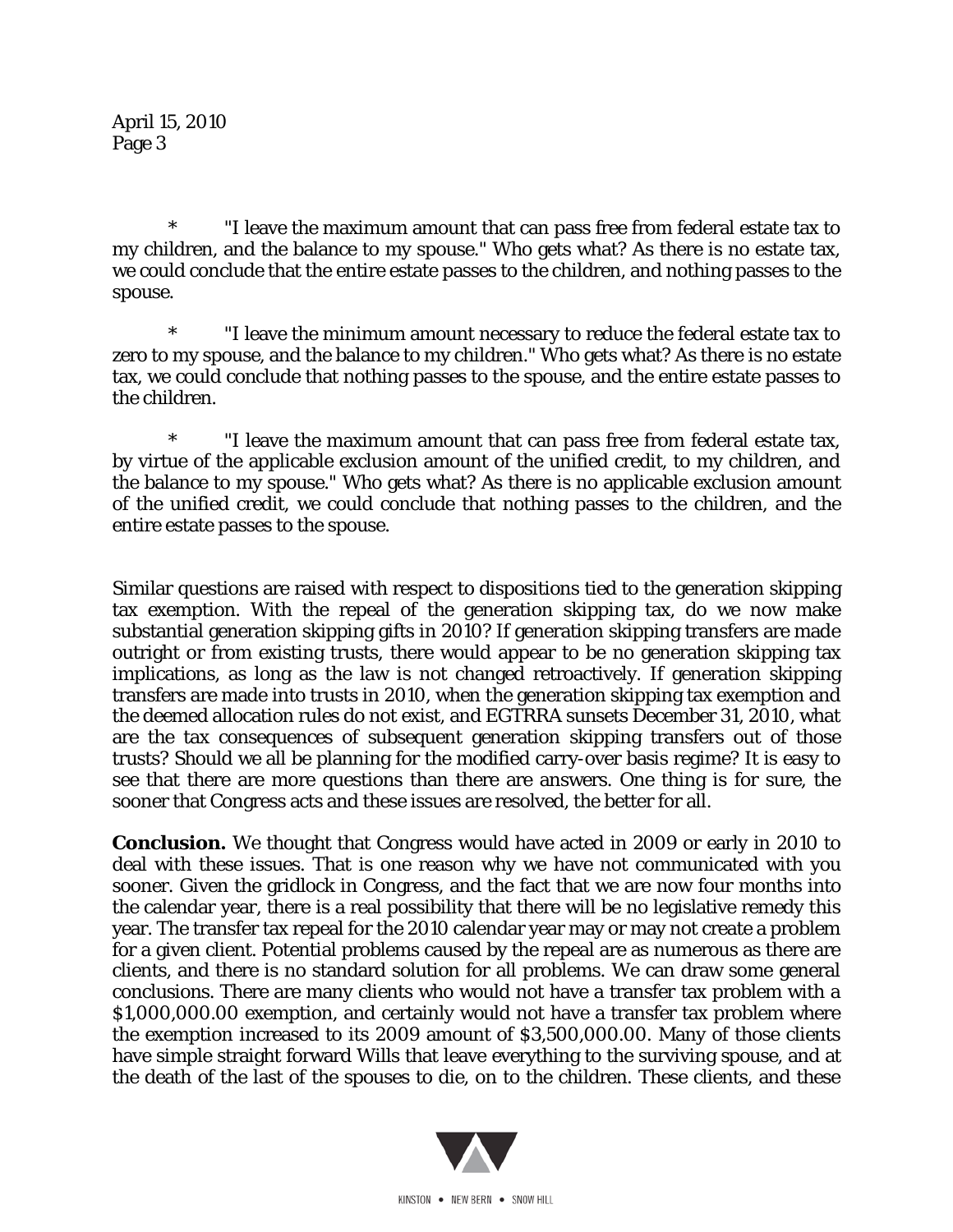\* "I leave the maximum amount that can pass free from federal estate tax to my children, and the balance to my spouse." Who gets what? As there is no estate tax, we could conclude that the entire estate passes to the children, and nothing passes to the spouse.

\* "I leave the minimum amount necessary to reduce the federal estate tax to zero to my spouse, and the balance to my children." Who gets what? As there is no estate tax, we could conclude that nothing passes to the spouse, and the entire estate passes to the children.

\* "I leave the maximum amount that can pass free from federal estate tax, by virtue of the applicable exclusion amount of the unified credit, to my children, and the balance to my spouse." Who gets what? As there is no applicable exclusion amount of the unified credit, we could conclude that nothing passes to the children, and the entire estate passes to the spouse.

Similar questions are raised with respect to dispositions tied to the generation skipping tax exemption. With the repeal of the generation skipping tax, do we now make substantial generation skipping gifts in 2010? If generation skipping transfers are made outright or from existing trusts, there would appear to be no generation skipping tax implications, as long as the law is not changed retroactively. If generation skipping transfers are made into trusts in 2010, when the generation skipping tax exemption and the deemed allocation rules do not exist, and EGTRRA sunsets December 31, 2010, what are the tax consequences of subsequent generation skipping transfers out of those trusts? Should we all be planning for the modified carry-over basis regime? It is easy to see that there are more questions than there are answers. One thing is for sure, the sooner that Congress acts and these issues are resolved, the better for all.

**Conclusion.** We thought that Congress would have acted in 2009 or early in 2010 to deal with these issues. That is one reason why we have not communicated with you sooner. Given the gridlock in Congress, and the fact that we are now four months into the calendar year, there is a real possibility that there will be no legislative remedy this year. The transfer tax repeal for the 2010 calendar year may or may not create a problem for a given client. Potential problems caused by the repeal are as numerous as there are clients, and there is no standard solution for all problems. We can draw some general conclusions. There are many clients who would not have a transfer tax problem with a $1,000,000.00 exemption, and certainly would not have a transfer tax problem where the exemption increased to its 2009 amount of $3,500,000.00. Many of those clients have simple straight forward Wills that leave everything to the surviving spouse, and at the death of the last of the spouses to die, on to the children. These clients, and these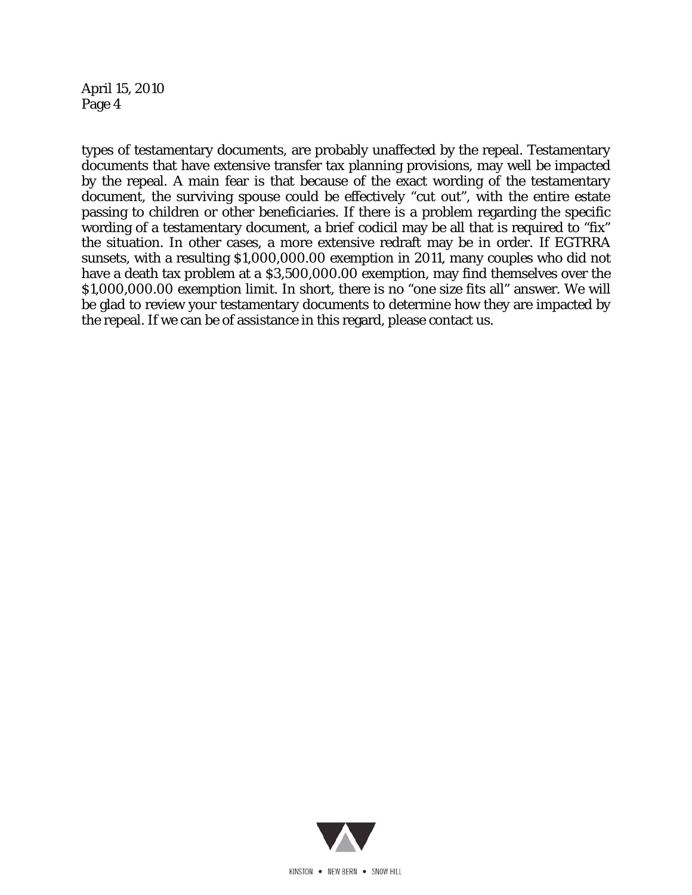types of testamentary documents, are probably unaffected by the repeal. Testamentary documents that have extensive transfer tax planning provisions, may well be impacted by the repeal. A main fear is that because of the exact wording of the testamentary document, the surviving spouse could be effectively "cut out", with the entire estate passing to children or other beneficiaries. If there is a problem regarding the specific wording of a testamentary document, a brief codicil may be all that is required to "fix" the situation. In other cases, a more extensive redraft may be in order. If EGTRRA sunsets, with a resulting $1,000,000.00 exemption in 2011, many couples who did not have a death tax problem at a $3,500,000.00 exemption, may find themselves over the $1,000,000.00 exemption limit. In short, there is no "one size fits all" answer. We will be glad to review your testamentary documents to determine how they are impacted by the repeal. If we can be of assistance in this regard, please contact us.